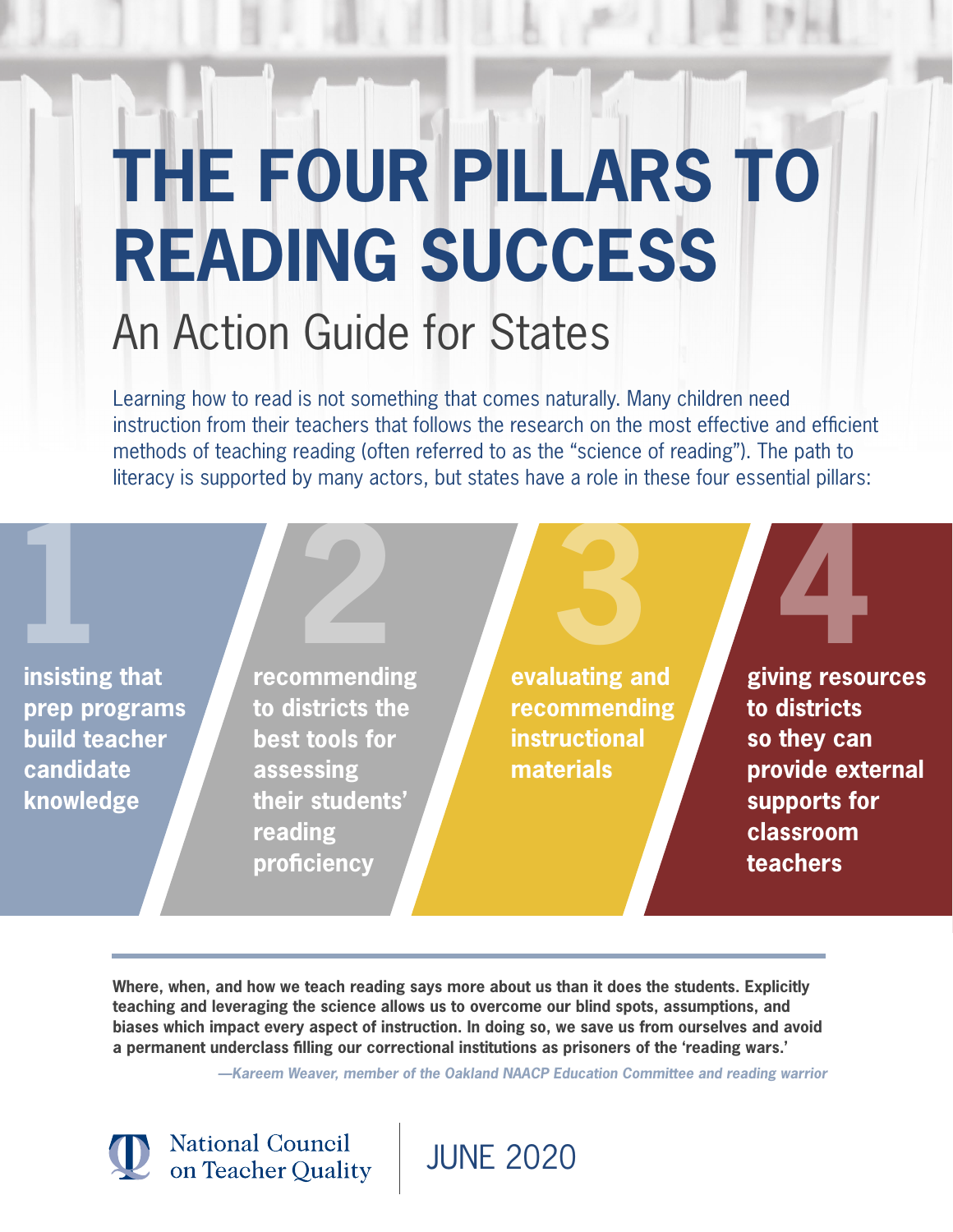# THE FOUR PILLARS TO READING SUCCESS

## An Action Guide for States

Learning how to read is not something that comes naturally. Many children need instruction from their teachers that follows the research on the most effective and efficient methods of teaching reading (often referred to as the "science of reading"). The path to literacy is supported by many actors, but states have a role in these four essential pillars:

1. **insisting that prep programs build teacher candidate knowledge**
2. **recommending to districts the best tools for assessing their students' reading proficiency**
3. **evaluating and recommending instructional materials**
4. **giving resources to districts so they can provide external supports for classroom teachers**

---

**Where, when, and how we teach reading says more about us than it does the students. Explicitly teaching and leveraging the science allows us to overcome our blind spots, assumptions, and biases which impact every aspect of instruction. In doing so, we save us from ourselves and avoid a permanent underclass filling our correctional institutions as prisoners of the 'reading wars.'**

***—Kareem Weaver, member of the Oakland NAACP Education Committee and reading warrior***

National Council on Teacher Quality

JUNE 2020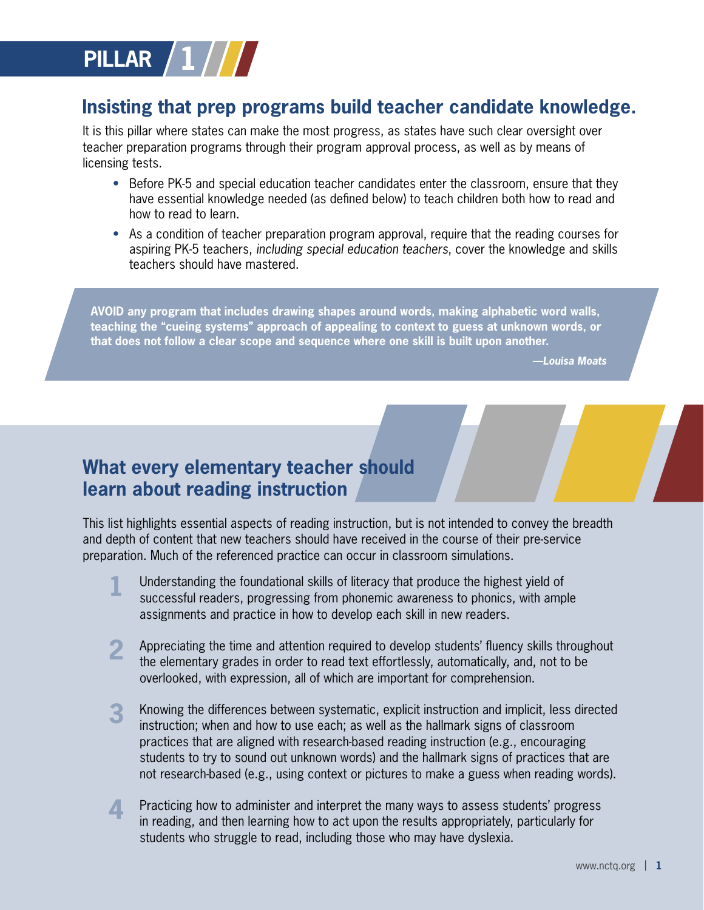# PILLAR 1

## Insisting that prep programs build teacher candidate knowledge.

It is this pillar where states can make the most progress, as states have such clear oversight over teacher preparation programs through their program approval process, as well as by means of licensing tests.

- Before PK-5 and special education teacher candidates enter the classroom, ensure that they have essential knowledge needed (as defined below) to teach children both how to read and how to read to learn.
- As a condition of teacher preparation program approval, require that the reading courses for aspiring PK-5 teachers, *including special education teachers*, cover the knowledge and skills teachers should have mastered.

> **AVOID any program that includes drawing shapes around words, making alphabetic word walls, teaching the "cueing systems" approach of appealing to context to guess at unknown words, or that does not follow a clear scope and sequence where one skill is built upon another.**
>
> ***—Louisa Moats***

## What every elementary teacher should learn about reading instruction

This list highlights essential aspects of reading instruction, but is not intended to convey the breadth and depth of content that new teachers should have received in the course of their pre-service preparation. Much of the referenced practice can occur in classroom simulations.

1. Understanding the foundational skills of literacy that produce the highest yield of successful readers, progressing from phonemic awareness to phonics, with ample assignments and practice in how to develop each skill in new readers.
2. Appreciating the time and attention required to develop students' fluency skills throughout the elementary grades in order to read text effortlessly, automatically, and, not to be overlooked, with expression, all of which are important for comprehension.
3. Knowing the differences between systematic, explicit instruction and implicit, less directed instruction; when and how to use each; as well as the hallmark signs of classroom practices that are aligned with research-based reading instruction (e.g., encouraging students to try to sound out unknown words) and the hallmark signs of practices that are not research-based (e.g., using context or pictures to make a guess when reading words).
4. Practicing how to administer and interpret the many ways to assess students' progress in reading, and then learning how to act upon the results appropriately, particularly for students who struggle to read, including those who may have dyslexia.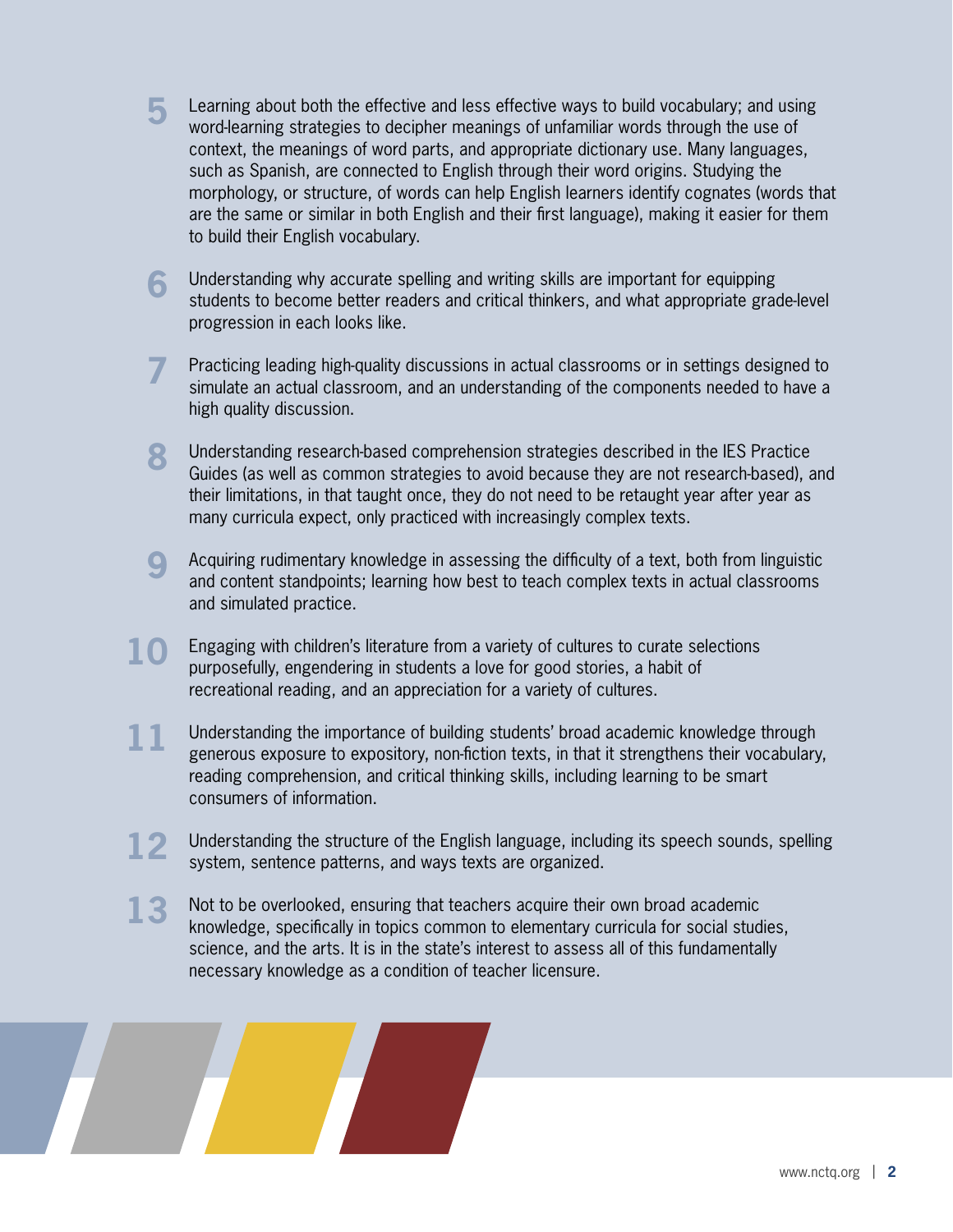5. Learning about both the effective and less effective ways to build vocabulary; and using word-learning strategies to decipher meanings of unfamiliar words through the use of context, the meanings of word parts, and appropriate dictionary use. Many languages, such as Spanish, are connected to English through their word origins. Studying the morphology, or structure, of words can help English learners identify cognates (words that are the same or similar in both English and their first language), making it easier for them to build their English vocabulary.

6. Understanding why accurate spelling and writing skills are important for equipping students to become better readers and critical thinkers, and what appropriate grade-level progression in each looks like.

7. Practicing leading high-quality discussions in actual classrooms or in settings designed to simulate an actual classroom, and an understanding of the components needed to have a high quality discussion.

8. Understanding research-based comprehension strategies described in the IES Practice Guides (as well as common strategies to avoid because they are not research-based), and their limitations, in that taught once, they do not need to be retaught year after year as many curricula expect, only practiced with increasingly complex texts.

9. Acquiring rudimentary knowledge in assessing the difficulty of a text, both from linguistic and content standpoints; learning how best to teach complex texts in actual classrooms and simulated practice.

10. Engaging with children's literature from a variety of cultures to curate selections purposefully, engendering in students a love for good stories, a habit of recreational reading, and an appreciation for a variety of cultures.

11. Understanding the importance of building students' broad academic knowledge through generous exposure to expository, non-fiction texts, in that it strengthens their vocabulary, reading comprehension, and critical thinking skills, including learning to be smart consumers of information.

12. Understanding the structure of the English language, including its speech sounds, spelling system, sentence patterns, and ways texts are organized.

13. Not to be overlooked, ensuring that teachers acquire their own broad academic knowledge, specifically in topics common to elementary curricula for social studies, science, and the arts. It is in the state's interest to assess all of this fundamentally necessary knowledge as a condition of teacher licensure.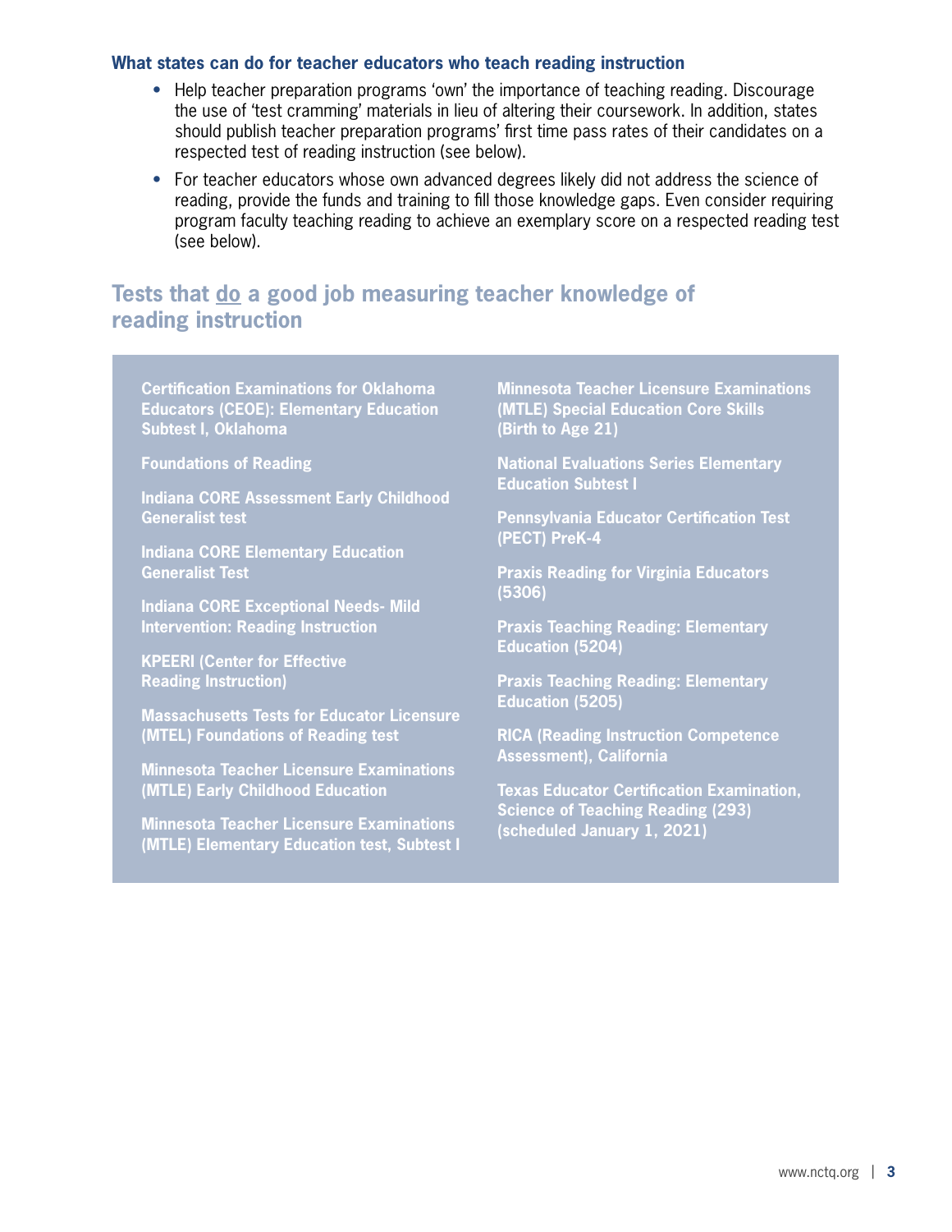#### What states can do for teacher educators who teach reading instruction

- Help teacher preparation programs 'own' the importance of teaching reading. Discourage the use of 'test cramming' materials in lieu of altering their coursework. In addition, states should publish teacher preparation programs' first time pass rates of their candidates on a respected test of reading instruction (see below).
- For teacher educators whose own advanced degrees likely did not address the science of reading, provide the funds and training to fill those knowledge gaps. Even consider requiring program faculty teaching reading to achieve an exemplary score on a respected reading test (see below).

## Tests that <u>do</u> a good job measuring teacher knowledge of reading instruction

**Certification Examinations for Oklahoma Educators (CEOE): Elementary Education Subtest I, Oklahoma**

**Foundations of Reading**

**Indiana CORE Assessment Early Childhood Generalist test**

**Indiana CORE Elementary Education Generalist Test**

**Indiana CORE Exceptional Needs- Mild Intervention: Reading Instruction**

**KPEERI (Center for Effective Reading Instruction)**

**Massachusetts Tests for Educator Licensure (MTEL) Foundations of Reading test**

**Minnesota Teacher Licensure Examinations (MTLE) Early Childhood Education**

**Minnesota Teacher Licensure Examinations (MTLE) Elementary Education test, Subtest I**

**Minnesota Teacher Licensure Examinations (MTLE) Special Education Core Skills (Birth to Age 21)**

**National Evaluations Series Elementary Education Subtest I**

**Pennsylvania Educator Certification Test (PECT) PreK-4**

**Praxis Reading for Virginia Educators (5306)**

**Praxis Teaching Reading: Elementary Education (5204)**

**Praxis Teaching Reading: Elementary Education (5205)**

**RICA (Reading Instruction Competence Assessment), California**

**Texas Educator Certification Examination, Science of Teaching Reading (293) (scheduled January 1, 2021)**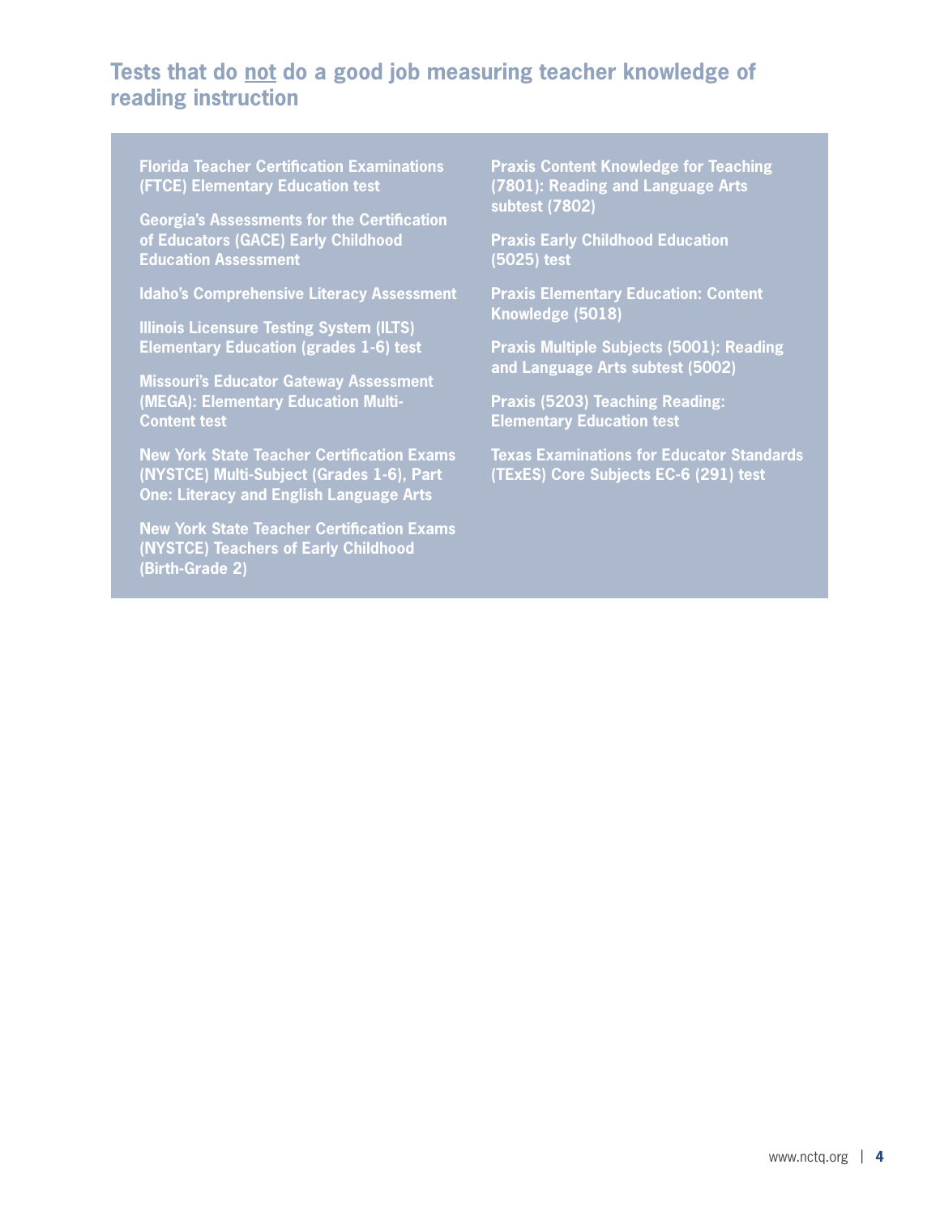## Tests that do <u>not</u> do a good job measuring teacher knowledge of reading instruction

- **Florida Teacher Certification Examinations (FTCE) Elementary Education test**
- **Georgia's Assessments for the Certification of Educators (GACE) Early Childhood Education Assessment**
- **Idaho's Comprehensive Literacy Assessment**
- **Illinois Licensure Testing System (ILTS) Elementary Education (grades 1-6) test**
- **Missouri's Educator Gateway Assessment (MEGA): Elementary Education Multi-Content test**
- **New York State Teacher Certification Exams (NYSTCE) Multi-Subject (Grades 1-6), Part One: Literacy and English Language Arts**
- **New York State Teacher Certification Exams (NYSTCE) Teachers of Early Childhood (Birth-Grade 2)**
- **Praxis Content Knowledge for Teaching (7801): Reading and Language Arts subtest (7802)**
- **Praxis Early Childhood Education (5025) test**
- **Praxis Elementary Education: Content Knowledge (5018)**
- **Praxis Multiple Subjects (5001): Reading and Language Arts subtest (5002)**
- **Praxis (5203) Teaching Reading: Elementary Education test**
- **Texas Examinations for Educator Standards (TExES) Core Subjects EC-6 (291) test**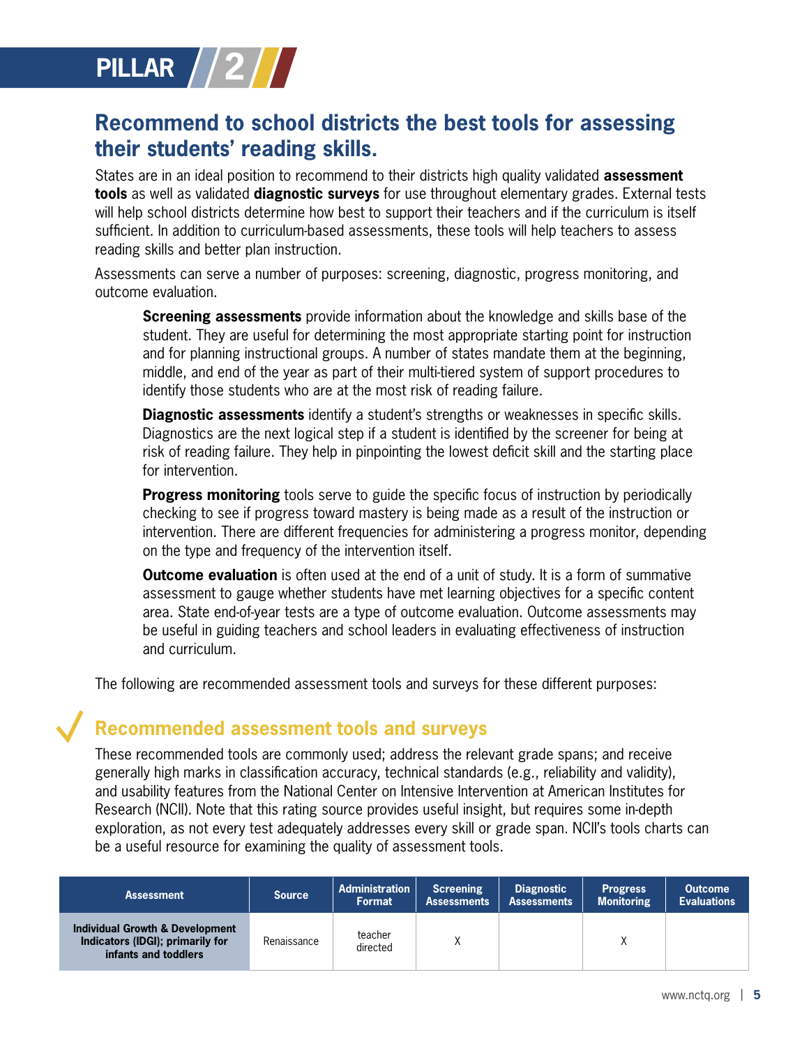# PILLAR 2

## Recommend to school districts the best tools for assessing their students' reading skills.

States are in an ideal position to recommend to their districts high quality validated **assessment tools** as well as validated **diagnostic surveys** for use throughout elementary grades. External tests will help school districts determine how best to support their teachers and if the curriculum is itself sufficient. In addition to curriculum-based assessments, these tools will help teachers to assess reading skills and better plan instruction.

Assessments can serve a number of purposes: screening, diagnostic, progress monitoring, and outcome evaluation.

> **Screening assessments** provide information about the knowledge and skills base of the student. They are useful for determining the most appropriate starting point for instruction and for planning instructional groups. A number of states mandate them at the beginning, middle, and end of the year as part of their multi-tiered system of support procedures to identify those students who are at the most risk of reading failure.
>
> **Diagnostic assessments** identify a student's strengths or weaknesses in specific skills. Diagnostics are the next logical step if a student is identified by the screener for being at risk of reading failure. They help in pinpointing the lowest deficit skill and the starting place for intervention.
>
> **Progress monitoring** tools serve to guide the specific focus of instruction by periodically checking to see if progress toward mastery is being made as a result of the instruction or intervention. There are different frequencies for administering a progress monitor, depending on the type and frequency of the intervention itself.
>
> **Outcome evaluation** is often used at the end of a unit of study. It is a form of summative assessment to gauge whether students have met learning objectives for a specific content area. State end-of-year tests are a type of outcome evaluation. Outcome assessments may be useful in guiding teachers and school leaders in evaluating effectiveness of instruction and curriculum.

The following are recommended assessment tools and surveys for these different purposes:

### Recommended assessment tools and surveys

These recommended tools are commonly used; address the relevant grade spans; and receive generally high marks in classification accuracy, technical standards (e.g., reliability and validity), and usability features from the National Center on Intensive Intervention at American Institutes for Research (NCII). Note that this rating source provides useful insight, but requires some in-depth exploration, as not every test adequately addresses every skill or grade span. NCII's tools charts can be a useful resource for examining the quality of assessment tools.

| Assessment | Source | Administration Format | Screening Assessments | Diagnostic Assessments | Progress Monitoring | Outcome Evaluations |
|---|---|---|---|---|---|---|
| **Individual Growth & Development Indicators (IDGI); primarily for infants and toddlers** | Renaissance | teacher directed | X | | X | |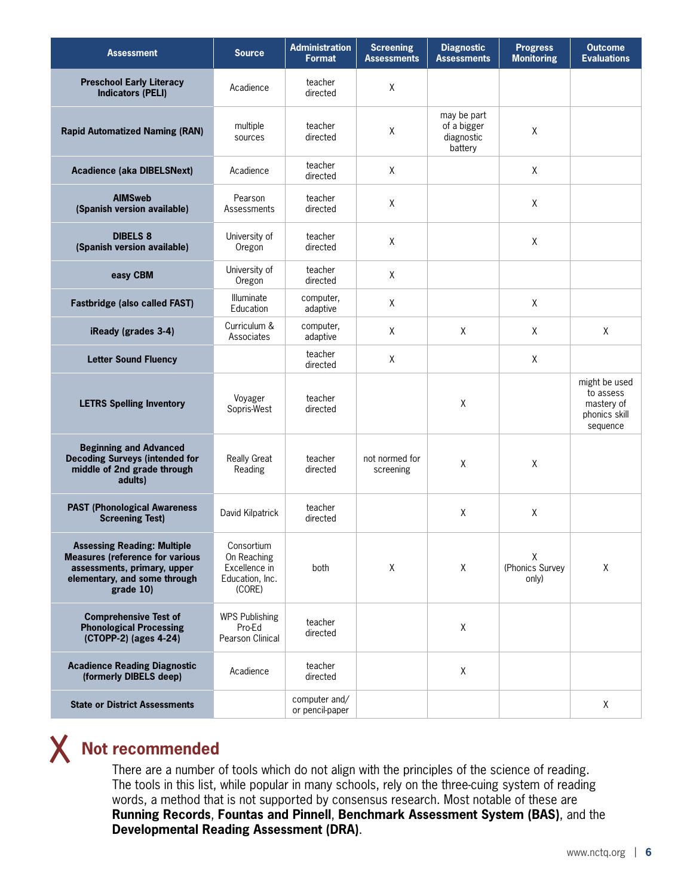| Assessment | Source | Administration Format | Screening Assessments | Diagnostic Assessments | Progress Monitoring | Outcome Evaluations |
|---|---|---|---|---|---|---|
| **Preschool Early Literacy Indicators (PELI)** | Acadience | teacher directed | X | | | |
| **Rapid Automatized Naming (RAN)** | multiple sources | teacher directed | X | may be part of a bigger diagnostic battery | X | |
| **Acadience (aka DIBELSNext)** | Acadience | teacher directed | X | | X | |
| **AIMSweb (Spanish version available)** | Pearson Assessments | teacher directed | X | | X | |
| **DIBELS 8 (Spanish version available)** | University of Oregon | teacher directed | X | | X | |
| **easy CBM** | University of Oregon | teacher directed | X | | | |
| **Fastbridge (also called FAST)** | Illuminate Education | computer, adaptive | X | | X | |
| **iReady (grades 3-4)** | Curriculum & Associates | computer, adaptive | X | X | X | X |
| **Letter Sound Fluency** | | teacher directed | X | | X | |
| **LETRS Spelling Inventory** | Voyager Sopris-West | teacher directed | | X | | might be used to assess mastery of phonics skill sequence |
| **Beginning and Advanced Decoding Surveys (intended for middle of 2nd grade through adults)** | Really Great Reading | teacher directed | not normed for screening | X | X | |
| **PAST (Phonological Awareness Screening Test)** | David Kilpatrick | teacher directed | | X | X | |
| **Assessing Reading: Multiple Measures (reference for various assessments, primary, upper elementary, and some through grade 10)** | Consortium On Reaching Excellence in Education, Inc. (CORE) | both | X | X | X (Phonics Survey only) | X |
| **Comprehensive Test of Phonological Processing (CTOPP-2) (ages 4-24)** | WPS Publishing Pro-Ed Pearson Clinical | teacher directed | | X | | |
| **Acadience Reading Diagnostic (formerly DIBELS deep)** | Acadience | teacher directed | | X | | |
| **State or District Assessments** | | computer and/ or pencil-paper | | | | X |

## X Not recommended

There are a number of tools which do not align with the principles of the science of reading. The tools in this list, while popular in many schools, rely on the three-cuing system of reading words, a method that is not supported by consensus research. Most notable of these are **Running Records**, **Fountas and Pinnell**, **Benchmark Assessment System (BAS)**, and the **Developmental Reading Assessment (DRA)**.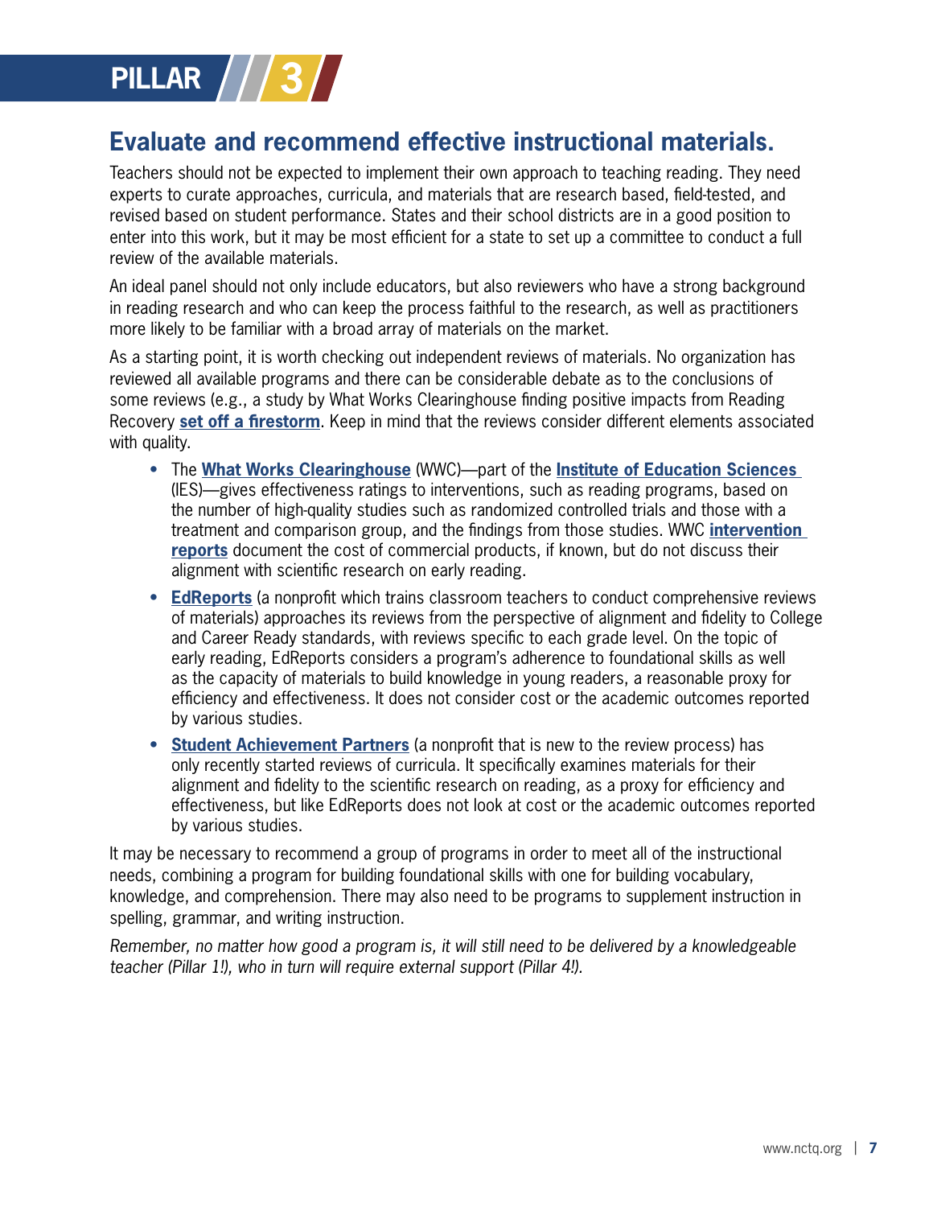# PILLAR 3

## Evaluate and recommend effective instructional materials.

Teachers should not be expected to implement their own approach to teaching reading. They need experts to curate approaches, curricula, and materials that are research based, field-tested, and revised based on student performance. States and their school districts are in a good position to enter into this work, but it may be most efficient for a state to set up a committee to conduct a full review of the available materials.

An ideal panel should not only include educators, but also reviewers who have a strong background in reading research and who can keep the process faithful to the research, as well as practitioners more likely to be familiar with a broad array of materials on the market.

As a starting point, it is worth checking out independent reviews of materials. No organization has reviewed all available programs and there can be considerable debate as to the conclusions of some reviews (e.g., a study by What Works Clearinghouse finding positive impacts from Reading Recovery **set off a firestorm**. Keep in mind that the reviews consider different elements associated with quality.

- The **What Works Clearinghouse** (WWC)—part of the **Institute of Education Sciences** (IES)—gives effectiveness ratings to interventions, such as reading programs, based on the number of high-quality studies such as randomized controlled trials and those with a treatment and comparison group, and the findings from those studies. WWC **intervention reports** document the cost of commercial products, if known, but do not discuss their alignment with scientific research on early reading.
- **EdReports** (a nonprofit which trains classroom teachers to conduct comprehensive reviews of materials) approaches its reviews from the perspective of alignment and fidelity to College and Career Ready standards, with reviews specific to each grade level. On the topic of early reading, EdReports considers a program's adherence to foundational skills as well as the capacity of materials to build knowledge in young readers, a reasonable proxy for efficiency and effectiveness. It does not consider cost or the academic outcomes reported by various studies.
- **Student Achievement Partners** (a nonprofit that is new to the review process) has only recently started reviews of curricula. It specifically examines materials for their alignment and fidelity to the scientific research on reading, as a proxy for efficiency and effectiveness, but like EdReports does not look at cost or the academic outcomes reported by various studies.

It may be necessary to recommend a group of programs in order to meet all of the instructional needs, combining a program for building foundational skills with one for building vocabulary, knowledge, and comprehension. There may also need to be programs to supplement instruction in spelling, grammar, and writing instruction.

*Remember, no matter how good a program is, it will still need to be delivered by a knowledgeable teacher (Pillar 1!), who in turn will require external support (Pillar 4!).*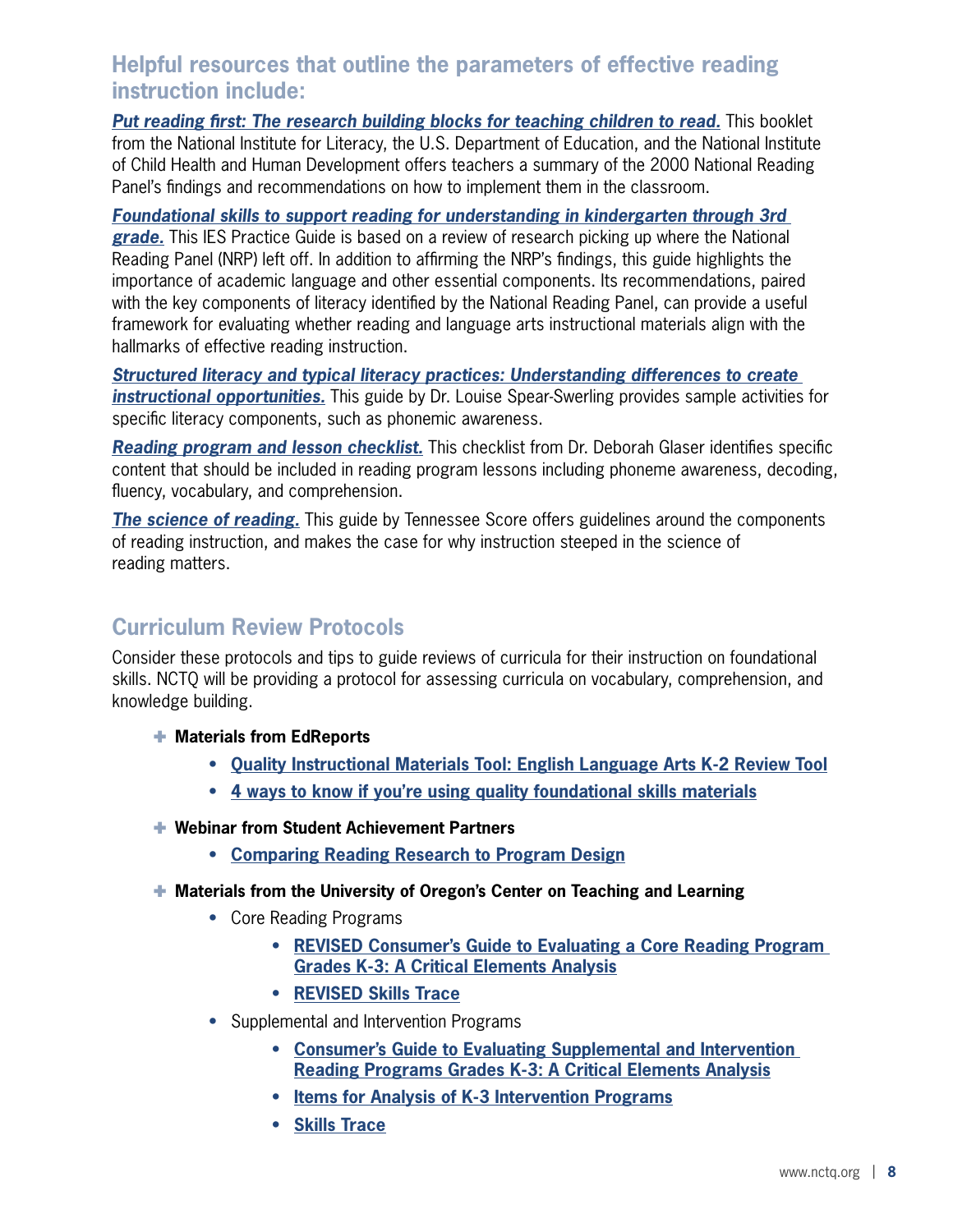## Helpful resources that outline the parameters of effective reading instruction include:

***Put reading first: The research building blocks for teaching children to read.*** This booklet from the National Institute for Literacy, the U.S. Department of Education, and the National Institute of Child Health and Human Development offers teachers a summary of the 2000 National Reading Panel's findings and recommendations on how to implement them in the classroom.

***Foundational skills to support reading for understanding in kindergarten through 3rd grade.*** This IES Practice Guide is based on a review of research picking up where the National Reading Panel (NRP) left off. In addition to affirming the NRP's findings, this guide highlights the importance of academic language and other essential components. Its recommendations, paired with the key components of literacy identified by the National Reading Panel, can provide a useful framework for evaluating whether reading and language arts instructional materials align with the hallmarks of effective reading instruction.

***Structured literacy and typical literacy practices: Understanding differences to create instructional opportunities.*** This guide by Dr. Louise Spear-Swerling provides sample activities for specific literacy components, such as phonemic awareness.

***Reading program and lesson checklist.*** This checklist from Dr. Deborah Glaser identifies specific content that should be included in reading program lessons including phoneme awareness, decoding, fluency, vocabulary, and comprehension.

***The science of reading.*** This guide by Tennessee Score offers guidelines around the components of reading instruction, and makes the case for why instruction steeped in the science of reading matters.

## Curriculum Review Protocols

Consider these protocols and tips to guide reviews of curricula for their instruction on foundational skills. NCTQ will be providing a protocol for assessing curricula on vocabulary, comprehension, and knowledge building.

- **Materials from EdReports**
  - **Quality Instructional Materials Tool: English Language Arts K-2 Review Tool**
  - **4 ways to know if you're using quality foundational skills materials**
- **Webinar from Student Achievement Partners**
  - **Comparing Reading Research to Program Design**
- **Materials from the University of Oregon's Center on Teaching and Learning**
  - Core Reading Programs
    - **REVISED Consumer's Guide to Evaluating a Core Reading Program Grades K-3: A Critical Elements Analysis**
    - **REVISED Skills Trace**
  - Supplemental and Intervention Programs
    - **Consumer's Guide to Evaluating Supplemental and Intervention Reading Programs Grades K-3: A Critical Elements Analysis**
    - **Items for Analysis of K-3 Intervention Programs**
    - **Skills Trace**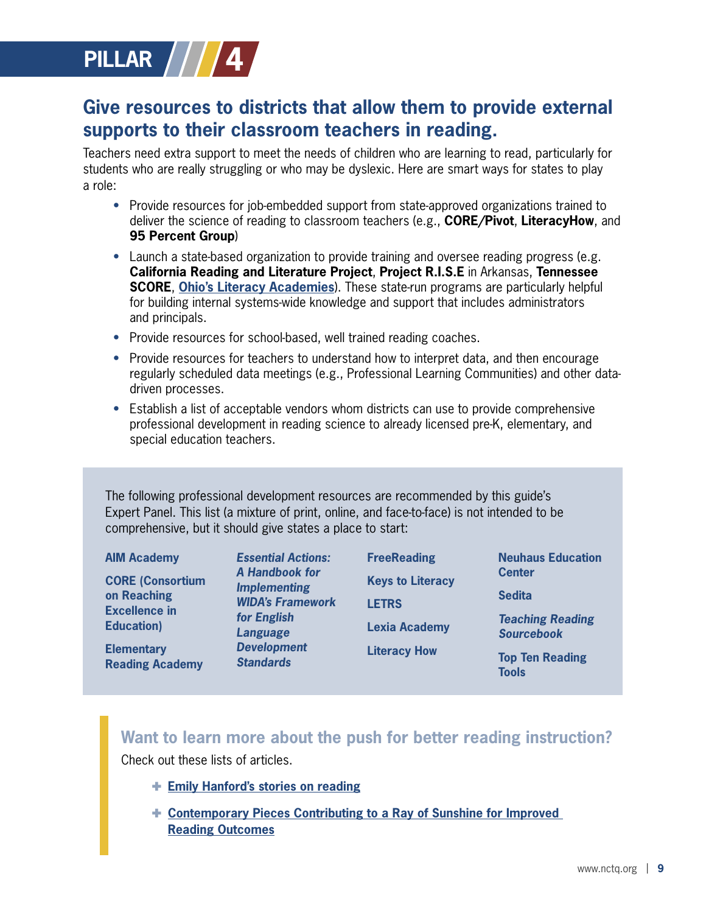# PILLAR 4

## Give resources to districts that allow them to provide external supports to their classroom teachers in reading.

Teachers need extra support to meet the needs of children who are learning to read, particularly for students who are really struggling or who may be dyslexic. Here are smart ways for states to play a role:

- Provide resources for job-embedded support from state-approved organizations trained to deliver the science of reading to classroom teachers (e.g., **CORE/Pivot**, **LiteracyHow**, and **95 Percent Group**)
- Launch a state-based organization to provide training and oversee reading progress (e.g. **California Reading and Literature Project**, **Project R.I.S.E** in Arkansas, **Tennessee SCORE**, **Ohio's Literacy Academies**). These state-run programs are particularly helpful for building internal systems-wide knowledge and support that includes administrators and principals.
- Provide resources for school-based, well trained reading coaches.
- Provide resources for teachers to understand how to interpret data, and then encourage regularly scheduled data meetings (e.g., Professional Learning Communities) and other data-driven processes.
- Establish a list of acceptable vendors whom districts can use to provide comprehensive professional development in reading science to already licensed pre-K, elementary, and special education teachers.

The following professional development resources are recommended by this guide's Expert Panel. This list (a mixture of print, online, and face-to-face) is not intended to be comprehensive, but it should give states a place to start:

- **AIM Academy**
- **CORE (Consortium on Reaching Excellence in Education)**
- **Elementary Reading Academy**
- ***Essential Actions: A Handbook for Implementing WIDA's Framework for English Language Development Standards***
- **FreeReading**
- **Keys to Literacy**
- **LETRS**
- **Lexia Academy**
- **Literacy How**
- **Neuhaus Education Center**
- **Sedita**
- ***Teaching Reading Sourcebook***
- **Top Ten Reading Tools**

### Want to learn more about the push for better reading instruction?

Check out these lists of articles.

- **Emily Hanford's stories on reading**
- **Contemporary Pieces Contributing to a Ray of Sunshine for Improved Reading Outcomes**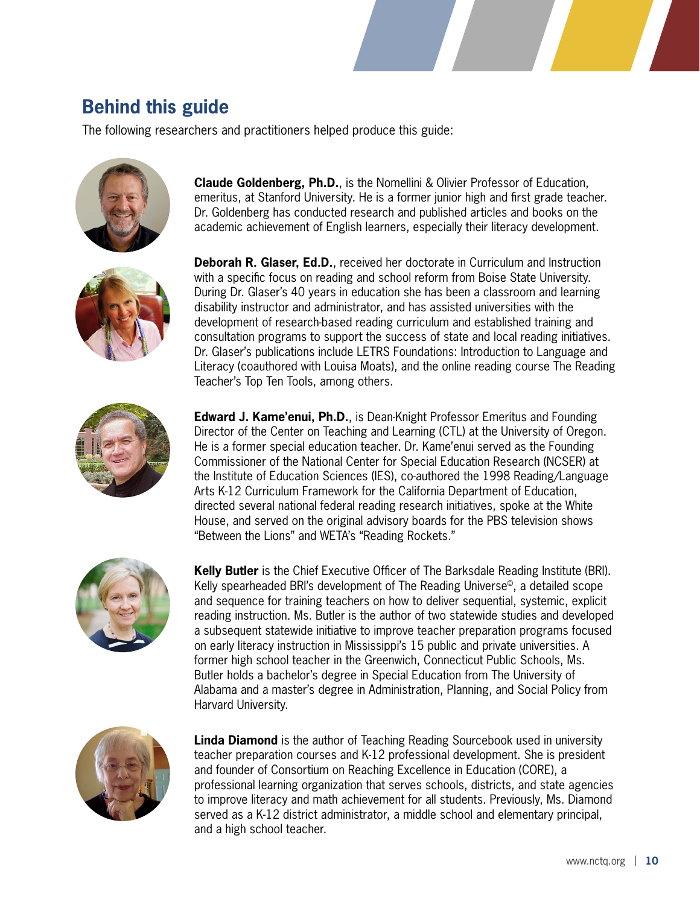## Behind this guide

The following researchers and practitioners helped produce this guide:

**Claude Goldenberg, Ph.D.**, is the Nomellini & Olivier Professor of Education, emeritus, at Stanford University. He is a former junior high and first grade teacher. Dr. Goldenberg has conducted research and published articles and books on the academic achievement of English learners, especially their literacy development.

**Deborah R. Glaser, Ed.D.**, received her doctorate in Curriculum and Instruction with a specific focus on reading and school reform from Boise State University. During Dr. Glaser's 40 years in education she has been a classroom and learning disability instructor and administrator, and has assisted universities with the development of research-based reading curriculum and established training and consultation programs to support the success of state and local reading initiatives. Dr. Glaser's publications include LETRS Foundations: Introduction to Language and Literacy (coauthored with Louisa Moats), and the online reading course The Reading Teacher's Top Ten Tools, among others.

**Edward J. Kame'enui, Ph.D.**, is Dean-Knight Professor Emeritus and Founding Director of the Center on Teaching and Learning (CTL) at the University of Oregon. He is a former special education teacher. Dr. Kame'enui served as the Founding Commissioner of the National Center for Special Education Research (NCSER) at the Institute of Education Sciences (IES), co-authored the 1998 Reading/Language Arts K-12 Curriculum Framework for the California Department of Education, directed several national federal reading research initiatives, spoke at the White House, and served on the original advisory boards for the PBS television shows "Between the Lions" and WETA's "Reading Rockets."

**Kelly Butler** is the Chief Executive Officer of The Barksdale Reading Institute (BRI). Kelly spearheaded BRI's development of The Reading Universe©, a detailed scope and sequence for training teachers on how to deliver sequential, systemic, explicit reading instruction. Ms. Butler is the author of two statewide studies and developed a subsequent statewide initiative to improve teacher preparation programs focused on early literacy instruction in Mississippi's 15 public and private universities. A former high school teacher in the Greenwich, Connecticut Public Schools, Ms. Butler holds a bachelor's degree in Special Education from The University of Alabama and a master's degree in Administration, Planning, and Social Policy from Harvard University.

**Linda Diamond** is the author of Teaching Reading Sourcebook used in university teacher preparation courses and K-12 professional development. She is president and founder of Consortium on Reaching Excellence in Education (CORE), a professional learning organization that serves schools, districts, and state agencies to improve literacy and math achievement for all students. Previously, Ms. Diamond served as a K-12 district administrator, a middle school and elementary principal, and a high school teacher.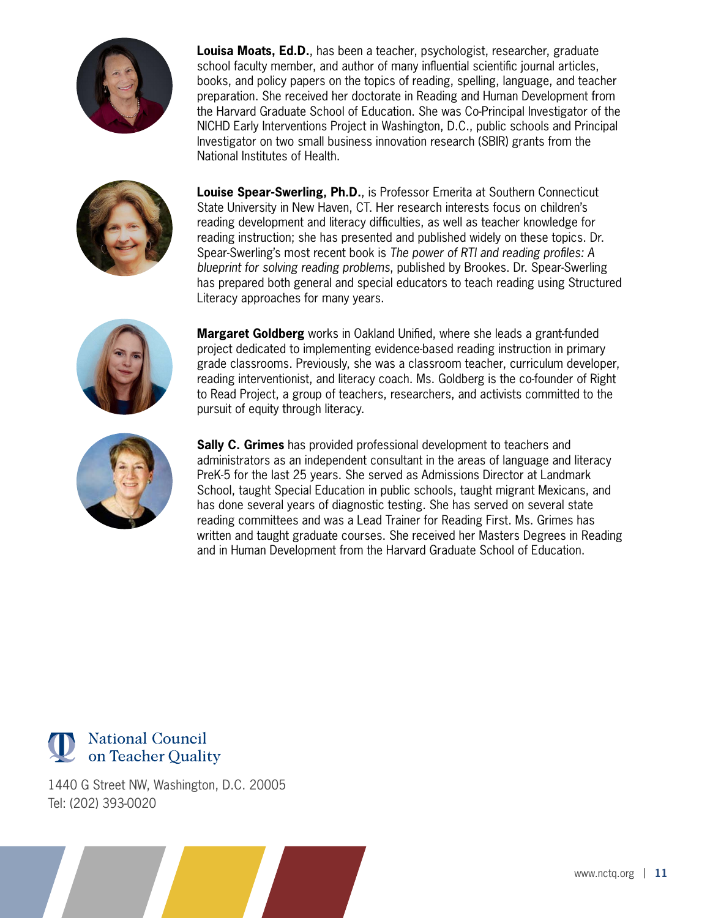**Louisa Moats, Ed.D.**, has been a teacher, psychologist, researcher, graduate school faculty member, and author of many influential scientific journal articles, books, and policy papers on the topics of reading, spelling, language, and teacher preparation. She received her doctorate in Reading and Human Development from the Harvard Graduate School of Education. She was Co-Principal Investigator of the NICHD Early Interventions Project in Washington, D.C., public schools and Principal Investigator on two small business innovation research (SBIR) grants from the National Institutes of Health.

**Louise Spear-Swerling, Ph.D.**, is Professor Emerita at Southern Connecticut State University in New Haven, CT. Her research interests focus on children's reading development and literacy difficulties, as well as teacher knowledge for reading instruction; she has presented and published widely on these topics. Dr. Spear-Swerling's most recent book is *The power of RTI and reading profiles: A blueprint for solving reading problems*, published by Brookes. Dr. Spear-Swerling has prepared both general and special educators to teach reading using Structured Literacy approaches for many years.

**Margaret Goldberg** works in Oakland Unified, where she leads a grant-funded project dedicated to implementing evidence-based reading instruction in primary grade classrooms. Previously, she was a classroom teacher, curriculum developer, reading interventionist, and literacy coach. Ms. Goldberg is the co-founder of Right to Read Project, a group of teachers, researchers, and activists committed to the pursuit of equity through literacy.

**Sally C. Grimes** has provided professional development to teachers and administrators as an independent consultant in the areas of language and literacy PreK-5 for the last 25 years. She served as Admissions Director at Landmark School, taught Special Education in public schools, taught migrant Mexicans, and has done several years of diagnostic testing. She has served on several state reading committees and was a Lead Trainer for Reading First. Ms. Grimes has written and taught graduate courses. She received her Masters Degrees in Reading and in Human Development from the Harvard Graduate School of Education.

National Council on Teacher Quality

1440 G Street NW, Washington, D.C. 20005
Tel: (202) 393-0020

www.nctq.org